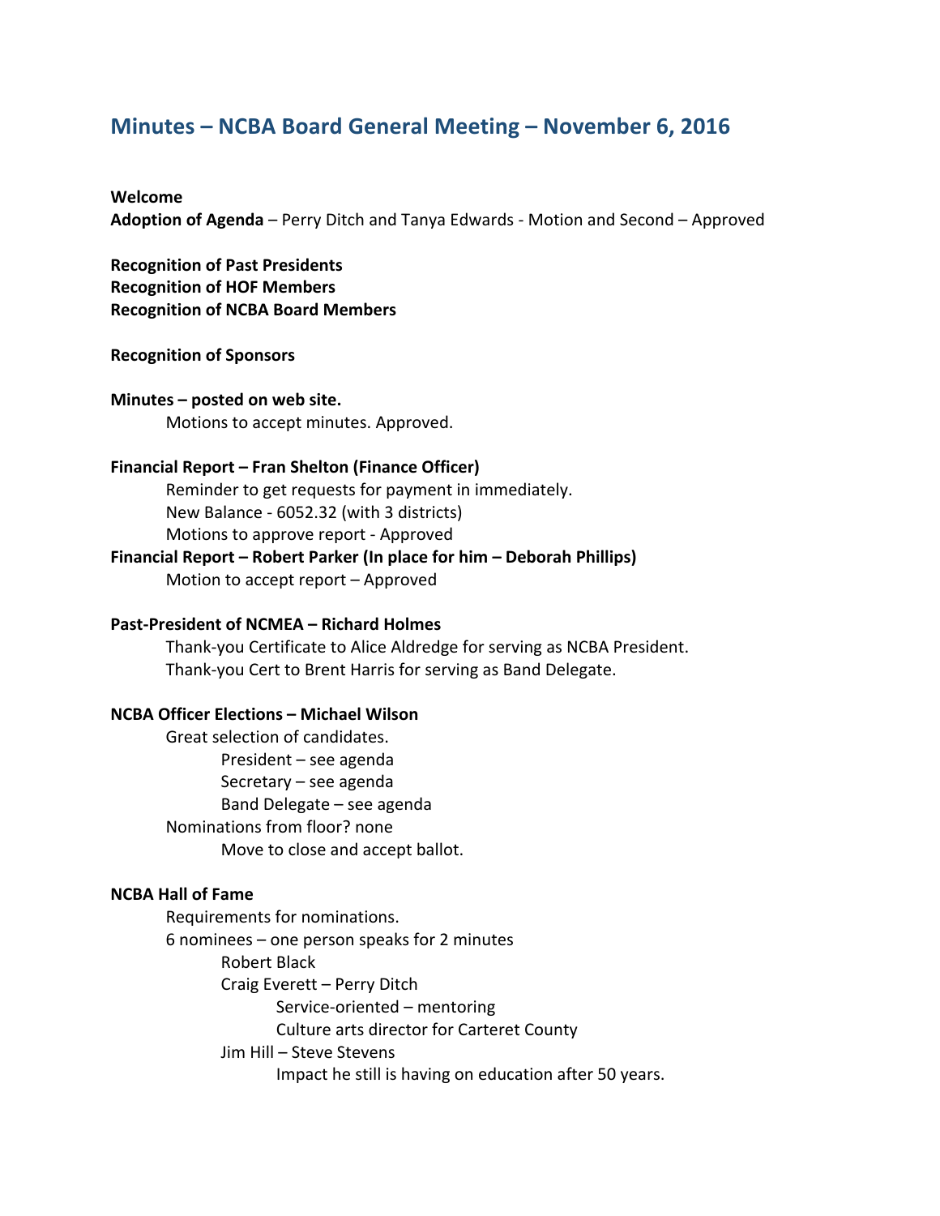# Minutes – NCBA Board General Meeting – November 6, 2016

**Welcome**

**Adoption of Agenda** – Perry Ditch and Tanya Edwards - Motion and Second – Approved

**Recognition of Past Presidents**
**Recognition of HOF Members**
**Recognition of NCBA Board Members**

**Recognition of Sponsors**

**Minutes – posted on web site.**

- Motions to accept minutes. Approved.

**Financial Report – Fran Shelton (Finance Officer)**

- Reminder to get requests for payment in immediately.
- New Balance - 6052.32 (with 3 districts)
- Motions to approve report - Approved

**Financial Report – Robert Parker (In place for him – Deborah Phillips)**

- Motion to accept report – Approved

**Past-President of NCMEA – Richard Holmes**

- Thank-you Certificate to Alice Aldredge for serving as NCBA President.
- Thank-you Cert to Brent Harris for serving as Band Delegate.

**NCBA Officer Elections – Michael Wilson**

- Great selection of candidates.
  - President – see agenda
  - Secretary – see agenda
  - Band Delegate – see agenda
- Nominations from floor? none
  - Move to close and accept ballot.

**NCBA Hall of Fame**

- Requirements for nominations.
- 6 nominees – one person speaks for 2 minutes
  - Robert Black
  - Craig Everett – Perry Ditch
    - Service-oriented – mentoring
    - Culture arts director for Carteret County
  - Jim Hill – Steve Stevens
    - Impact he still is having on education after 50 years.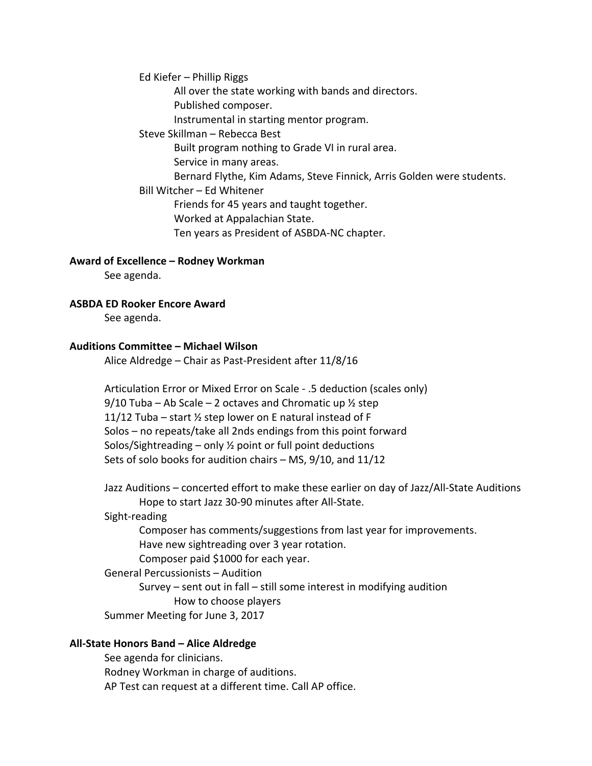- Ed Kiefer – Phillip Riggs
  - All over the state working with bands and directors.
  - Published composer.
  - Instrumental in starting mentor program.
- Steve Skillman – Rebecca Best
  - Built program nothing to Grade VI in rural area.
  - Service in many areas.
  - Bernard Flythe, Kim Adams, Steve Finnick, Arris Golden were students.
- Bill Witcher – Ed Whitener
  - Friends for 45 years and taught together.
  - Worked at Appalachian State.
  - Ten years as President of ASBDA-NC chapter.

**Award of Excellence – Rodney Workman**

See agenda.

**ASBDA ED Rooker Encore Award**

See agenda.

**Auditions Committee – Michael Wilson**

Alice Aldredge – Chair as Past-President after 11/8/16

Articulation Error or Mixed Error on Scale - .5 deduction (scales only)
9/10 Tuba – Ab Scale – 2 octaves and Chromatic up ½ step
11/12 Tuba – start ½ step lower on E natural instead of F
Solos – no repeats/take all 2nds endings from this point forward
Solos/Sightreading – only ½ point or full point deductions
Sets of solo books for audition chairs – MS, 9/10, and 11/12

Jazz Auditions – concerted effort to make these earlier on day of Jazz/All-State Auditions
- Hope to start Jazz 30-90 minutes after All-State.

Sight-reading
- Composer has comments/suggestions from last year for improvements.
- Have new sightreading over 3 year rotation.
- Composer paid $1000 for each year.

General Percussionists – Audition
- Survey – sent out in fall – still some interest in modifying audition
  - How to choose players

Summer Meeting for June 3, 2017

**All-State Honors Band – Alice Aldredge**

See agenda for clinicians.
Rodney Workman in charge of auditions.
AP Test can request at a different time. Call AP office.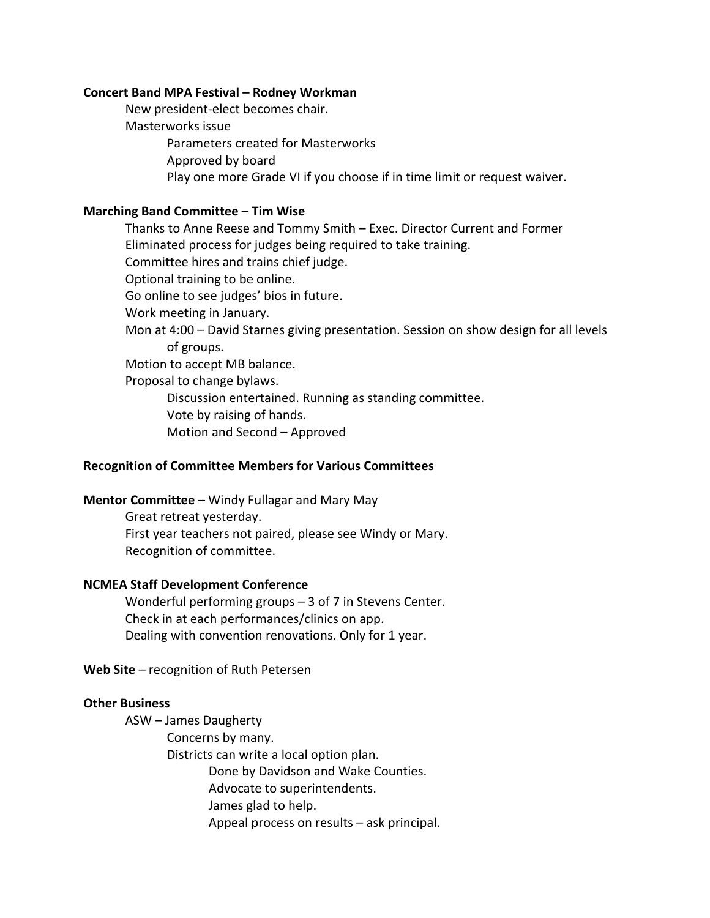**Concert Band MPA Festival – Rodney Workman**

- New president-elect becomes chair.
- Masterworks issue
  - Parameters created for Masterworks
  - Approved by board
  - Play one more Grade VI if you choose if in time limit or request waiver.

**Marching Band Committee – Tim Wise**

- Thanks to Anne Reese and Tommy Smith – Exec. Director Current and Former
- Eliminated process for judges being required to take training.
- Committee hires and trains chief judge.
- Optional training to be online.
- Go online to see judges' bios in future.
- Work meeting in January.
- Mon at 4:00 – David Starnes giving presentation. Session on show design for all levels of groups.
- Motion to accept MB balance.
- Proposal to change bylaws.
  - Discussion entertained. Running as standing committee.
  - Vote by raising of hands.
  - Motion and Second – Approved

**Recognition of Committee Members for Various Committees**

**Mentor Committee** – Windy Fullagar and Mary May

- Great retreat yesterday.
- First year teachers not paired, please see Windy or Mary.
- Recognition of committee.

**NCMEA Staff Development Conference**

- Wonderful performing groups – 3 of 7 in Stevens Center.
- Check in at each performances/clinics on app.
- Dealing with convention renovations. Only for 1 year.

**Web Site** – recognition of Ruth Petersen

**Other Business**

- ASW – James Daugherty
  - Concerns by many.
  - Districts can write a local option plan.
    - Done by Davidson and Wake Counties.
    - Advocate to superintendents.
    - James glad to help.
    - Appeal process on results – ask principal.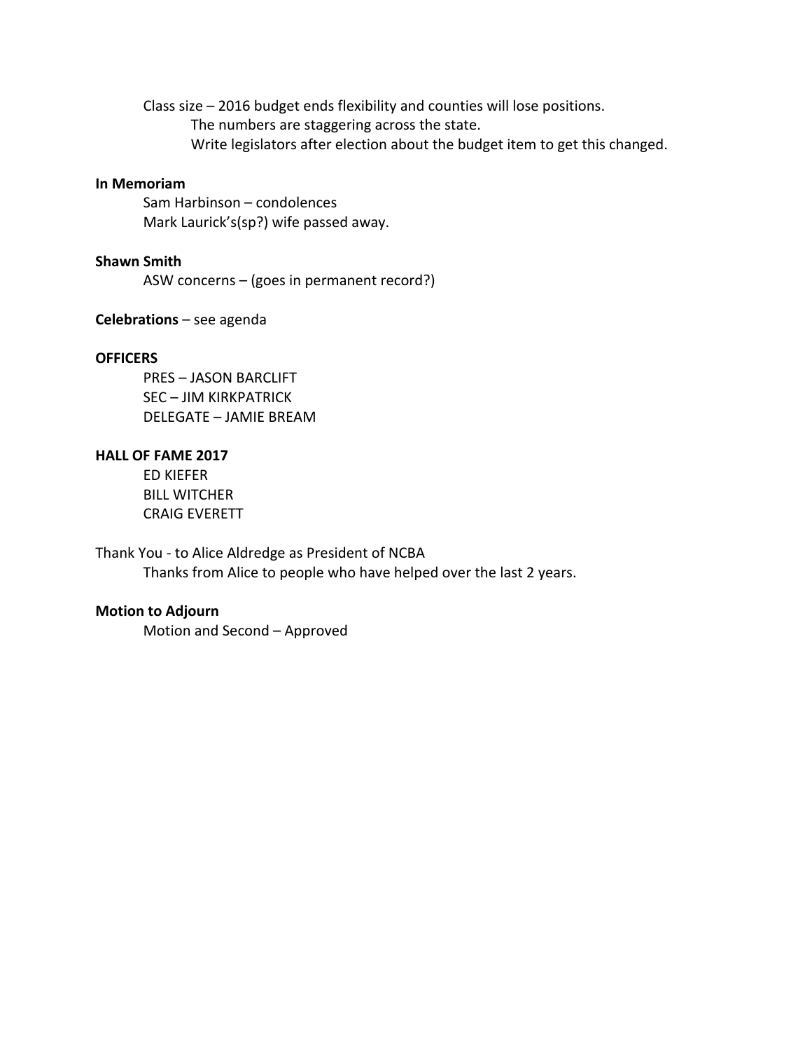Class size – 2016 budget ends flexibility and counties will lose positions.

- The numbers are staggering across the state.
- Write legislators after election about the budget item to get this changed.

**In Memoriam**

- Sam Harbinson – condolences
- Mark Laurick's(sp?) wife passed away.

**Shawn Smith**

- ASW concerns – (goes in permanent record?)

**Celebrations** – see agenda

**OFFICERS**

- PRES – JASON BARCLIFT
- SEC – JIM KIRKPATRICK
- DELEGATE – JAMIE BREAM

**HALL OF FAME 2017**

- ED KIEFER
- BILL WITCHER
- CRAIG EVERETT

Thank You - to Alice Aldredge as President of NCBA

- Thanks from Alice to people who have helped over the last 2 years.

**Motion to Adjourn**

- Motion and Second – Approved